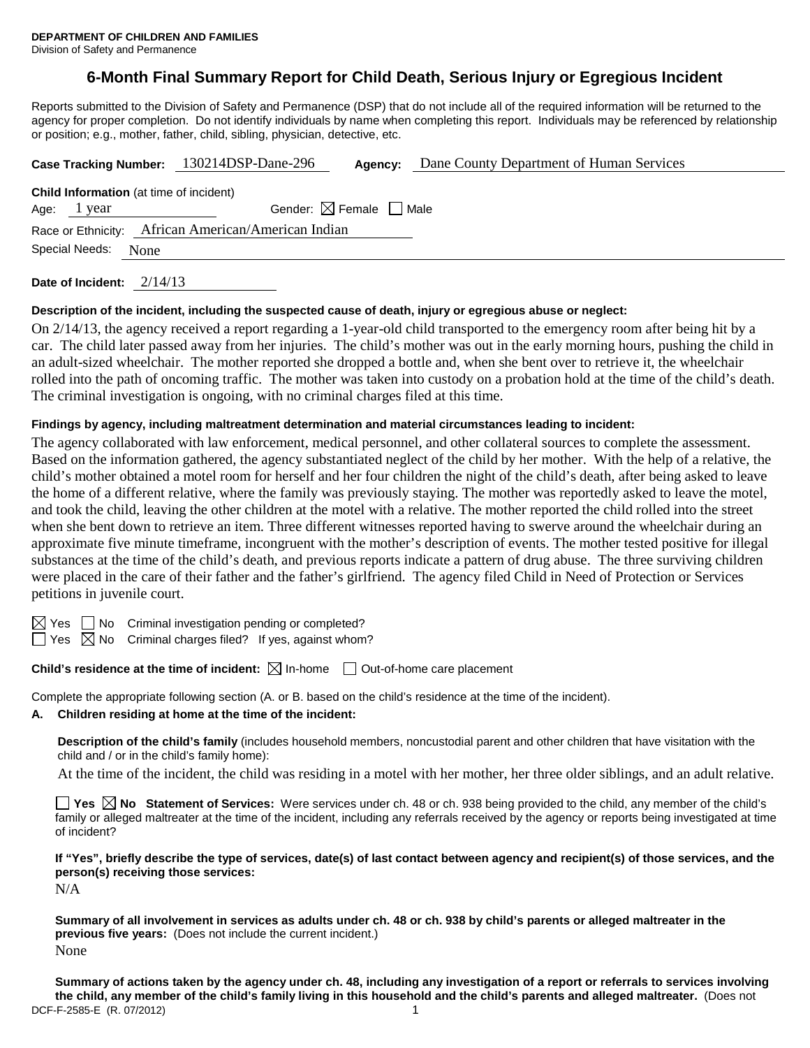**DEPARTMENT OF CHILDREN AND FAMILIES**
Division of Safety and Permanence

# 6-Month Final Summary Report for Child Death, Serious Injury or Egregious Incident

Reports submitted to the Division of Safety and Permanence (DSP) that do not include all of the required information will be returned to the agency for proper completion. Do not identify individuals by name when completing this report. Individuals may be referenced by relationship or position; e.g., mother, father, child, sibling, physician, detective, etc.

**Case Tracking Number:** 130214DSP-Dane-296 **Agency:** Dane County Department of Human Services

**Child Information** (at time of incident)
Age: 1 year Gender: ☒ Female ☐ Male
Race or Ethnicity: African American/American Indian
Special Needs: None

**Date of Incident:** 2/14/13

**Description of the incident, including the suspected cause of death, injury or egregious abuse or neglect:**

On 2/14/13, the agency received a report regarding a 1-year-old child transported to the emergency room after being hit by a car. The child later passed away from her injuries. The child's mother was out in the early morning hours, pushing the child in an adult-sized wheelchair. The mother reported she dropped a bottle and, when she bent over to retrieve it, the wheelchair rolled into the path of oncoming traffic. The mother was taken into custody on a probation hold at the time of the child's death. The criminal investigation is ongoing, with no criminal charges filed at this time.

**Findings by agency, including maltreatment determination and material circumstances leading to incident:**

The agency collaborated with law enforcement, medical personnel, and other collateral sources to complete the assessment. Based on the information gathered, the agency substantiated neglect of the child by her mother. With the help of a relative, the child's mother obtained a motel room for herself and her four children the night of the child's death, after being asked to leave the home of a different relative, where the family was previously staying. The mother was reportedly asked to leave the motel, and took the child, leaving the other children at the motel with a relative. The mother reported the child rolled into the street when she bent down to retrieve an item. Three different witnesses reported having to swerve around the wheelchair during an approximate five minute timeframe, incongruent with the mother's description of events. The mother tested positive for illegal substances at the time of the child's death, and previous reports indicate a pattern of drug abuse. The three surviving children were placed in the care of their father and the father's girlfriend. The agency filed Child in Need of Protection or Services petitions in juvenile court.

☒ Yes ☐ No Criminal investigation pending or completed?
☐ Yes ☒ No Criminal charges filed? If yes, against whom?

**Child's residence at the time of incident:** ☒ In-home ☐ Out-of-home care placement

Complete the appropriate following section (A. or B. based on the child's residence at the time of the incident).

**A. Children residing at home at the time of the incident:**

**Description of the child's family** (includes household members, noncustodial parent and other children that have visitation with the child and / or in the child's family home):

At the time of the incident, the child was residing in a motel with her mother, her three older siblings, and an adult relative.

☐ **Yes** ☒ **No Statement of Services:** Were services under ch. 48 or ch. 938 being provided to the child, any member of the child's family or alleged maltreater at the time of the incident, including any referrals received by the agency or reports being investigated at time of incident?

**If "Yes", briefly describe the type of services, date(s) of last contact between agency and recipient(s) of those services, and the person(s) receiving those services:**

N/A

**Summary of all involvement in services as adults under ch. 48 or ch. 938 by child's parents or alleged maltreater in the previous five years:** (Does not include the current incident.)

None

**Summary of actions taken by the agency under ch. 48, including any investigation of a report or referrals to services involving the child, any member of the child's family living in this household and the child's parents and alleged maltreater.** (Does not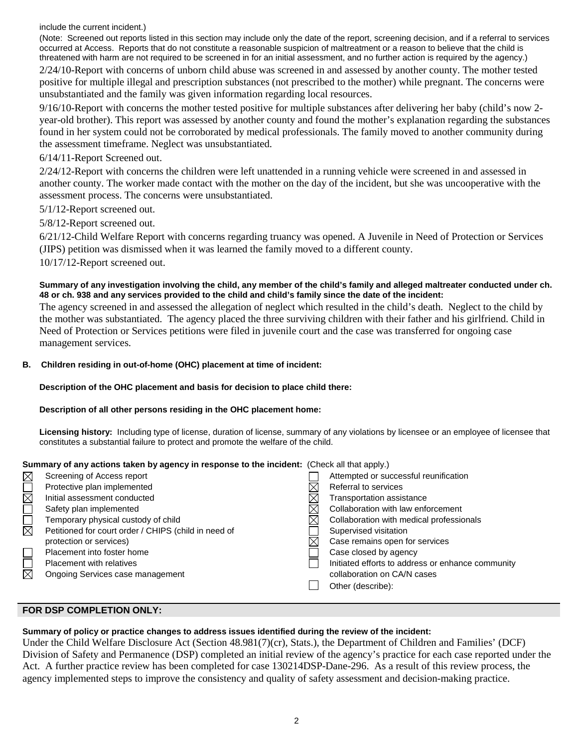include the current incident.)

(Note: Screened out reports listed in this section may include only the date of the report, screening decision, and if a referral to services occurred at Access. Reports that do not constitute a reasonable suspicion of maltreatment or a reason to believe that the child is threatened with harm are not required to be screened in for an initial assessment, and no further action is required by the agency.)

2/24/10-Report with concerns of unborn child abuse was screened in and assessed by another county. The mother tested positive for multiple illegal and prescription substances (not prescribed to the mother) while pregnant. The concerns were unsubstantiated and the family was given information regarding local resources.

9/16/10-Report with concerns the mother tested positive for multiple substances after delivering her baby (child's now 2-year-old brother). This report was assessed by another county and found the mother's explanation regarding the substances found in her system could not be corroborated by medical professionals. The family moved to another community during the assessment timeframe. Neglect was unsubstantiated.

6/14/11-Report Screened out.

2/24/12-Report with concerns the children were left unattended in a running vehicle were screened in and assessed in another county. The worker made contact with the mother on the day of the incident, but she was uncooperative with the assessment process. The concerns were unsubstantiated.

5/1/12-Report screened out.

5/8/12-Report screened out.

6/21/12-Child Welfare Report with concerns regarding truancy was opened. A Juvenile in Need of Protection or Services (JIPS) petition was dismissed when it was learned the family moved to a different county.

10/17/12-Report screened out.

**Summary of any investigation involving the child, any member of the child's family and alleged maltreater conducted under ch. 48 or ch. 938 and any services provided to the child and child's family since the date of the incident:**

The agency screened in and assessed the allegation of neglect which resulted in the child's death. Neglect to the child by the mother was substantiated. The agency placed the three surviving children with their father and his girlfriend. Child in Need of Protection or Services petitions were filed in juvenile court and the case was transferred for ongoing case management services.

**B. Children residing in out-of-home (OHC) placement at time of incident:**

**Description of the OHC placement and basis for decision to place child there:**

**Description of all other persons residing in the OHC placement home:**

**Licensing history:** Including type of license, duration of license, summary of any violations by licensee or an employee of licensee that constitutes a substantial failure to protect and promote the welfare of the child.

**Summary of any actions taken by agency in response to the incident:** (Check all that apply.)

| | | | |
|---|---|---|---|
| ☒ | Screening of Access report | ☐ | Attempted or successful reunification |
| ☐ | Protective plan implemented | ☒ | Referral to services |
| ☒ | Initial assessment conducted | ☒ | Transportation assistance |
| ☐ | Safety plan implemented | ☒ | Collaboration with law enforcement |
| ☐ | Temporary physical custody of child | ☒ | Collaboration with medical professionals |
| ☒ | Petitioned for court order / CHIPS (child in need of protection or services) | ☐ | Supervised visitation |
| | | ☒ | Case remains open for services |
| ☐ | Placement into foster home | ☐ | Case closed by agency |
| ☐ | Placement with relatives | ☐ | Initiated efforts to address or enhance community collaboration on CA/N cases |
| ☒ | Ongoing Services case management | ☐ | Other (describe): |

## FOR DSP COMPLETION ONLY:

**Summary of policy or practice changes to address issues identified during the review of the incident:**

Under the Child Welfare Disclosure Act (Section 48.981(7)(cr), Stats.), the Department of Children and Families' (DCF) Division of Safety and Permanence (DSP) completed an initial review of the agency's practice for each case reported under the Act. A further practice review has been completed for case 130214DSP-Dane-296. As a result of this review process, the agency implemented steps to improve the consistency and quality of safety assessment and decision-making practice.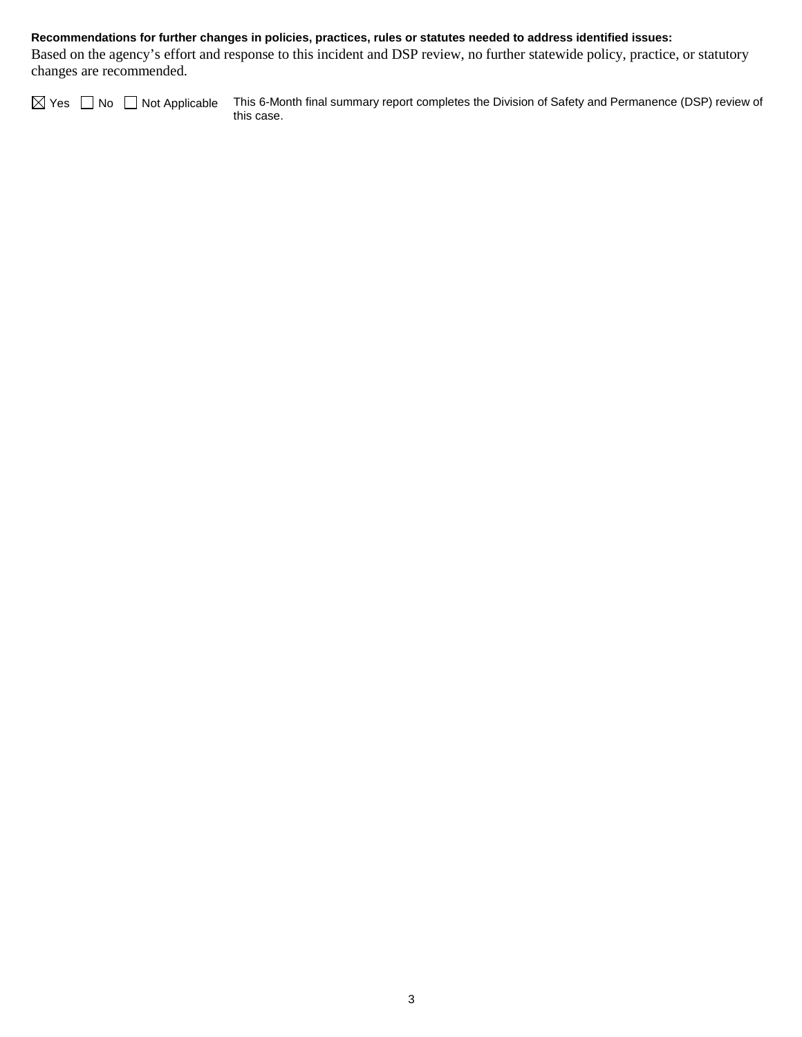**Recommendations for further changes in policies, practices, rules or statutes needed to address identified issues:**

Based on the agency's effort and response to this incident and DSP review, no further statewide policy, practice, or statutory changes are recommended.

☒ Yes ☐ No ☐ Not Applicable This 6-Month final summary report completes the Division of Safety and Permanence (DSP) review of this case.